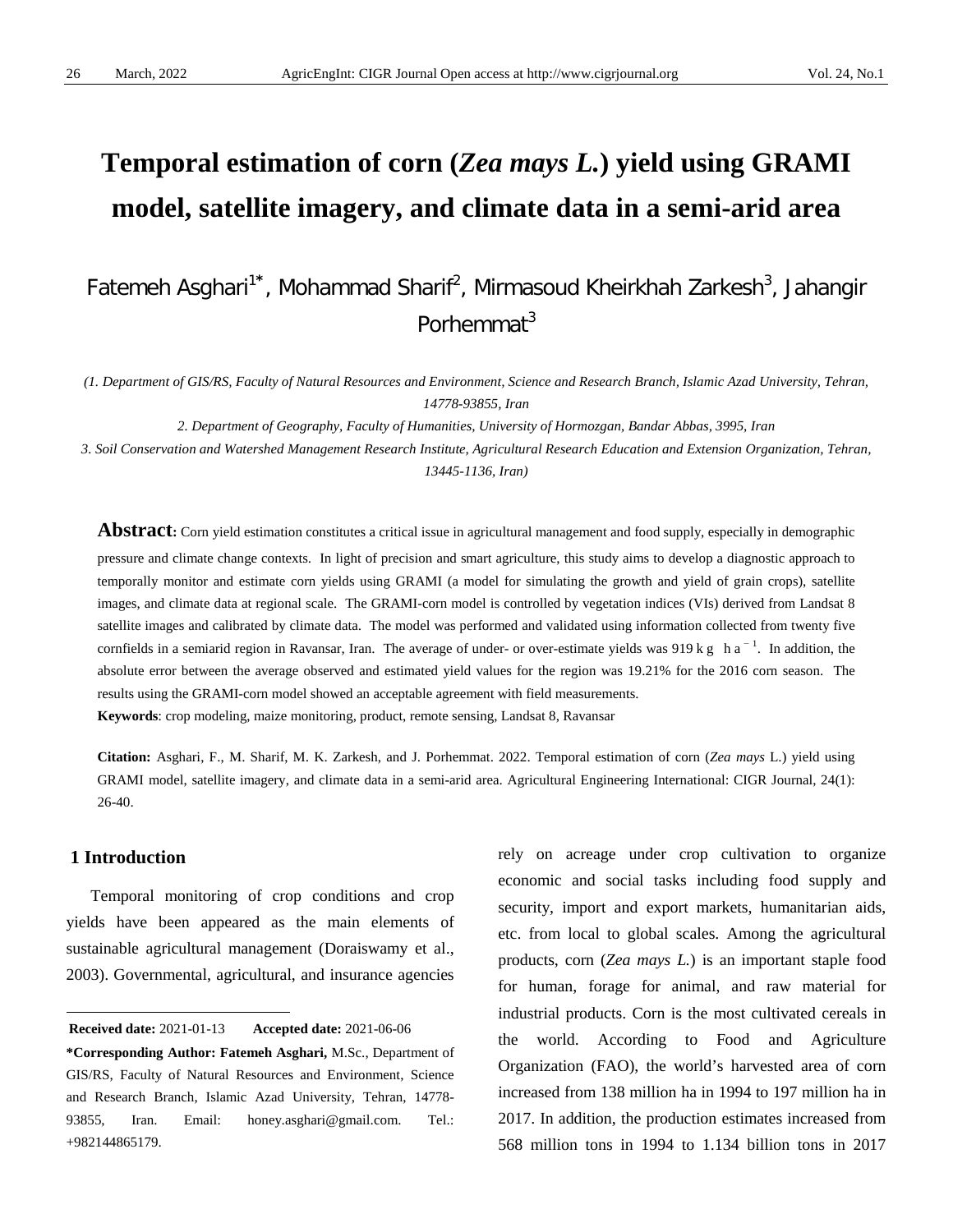# Temporal estimation of corn (*Zea mays L.*) yield using GRAMI model, satellite imagery, and climate data in a semi-arid area

Fatemeh Asghari[1*], Mohammad Sharif[2], Mirmasoud Kheirkhah Zarkesh[3], Jahangir Porhemmat[3]

*(1. Department of GIS/RS, Faculty of Natural Resources and Environment, Science and Research Branch, Islamic Azad University, Tehran, 14778-93855, Iran*

*2. Department of Geography, Faculty of Humanities, University of Hormozgan, Bandar Abbas, 3995, Iran*

*3. Soil Conservation and Watershed Management Research Institute, Agricultural Research Education and Extension Organization, Tehran, 13445-1136, Iran)*

**Abstract:** Corn yield estimation constitutes a critical issue in agricultural management and food supply, especially in demographic pressure and climate change contexts. In light of precision and smart agriculture, this study aims to develop a diagnostic approach to temporally monitor and estimate corn yields using GRAMI (a model for simulating the growth and yield of grain crops), satellite images, and climate data at regional scale. The GRAMI-corn model is controlled by vegetation indices (VIs) derived from Landsat 8 satellite images and calibrated by climate data. The model was performed and validated using information collected from twenty five cornfields in a semiarid region in Ravansar, Iran. The average of under- or over-estimate yields was 919 kg $ha^{-1}$. In addition, the absolute error between the average observed and estimated yield values for the region was 19.21% for the 2016 corn season. The results using the GRAMI-corn model showed an acceptable agreement with field measurements.

**Keywords**: crop modeling, maize monitoring, product, remote sensing, Landsat 8, Ravansar

**Citation:** Asghari, F., M. Sharif, M. K. Zarkesh, and J. Porhemmat. 2022. Temporal estimation of corn (*Zea mays* L.) yield using GRAMI model, satellite imagery, and climate data in a semi-arid area. Agricultural Engineering International: CIGR Journal, 24(1): 26-40.

## 1 Introduction

Temporal monitoring of crop conditions and crop yields have been appeared as the main elements of sustainable agricultural management (Doraiswamy et al., 2003). Governmental, agricultural, and insurance agencies rely on acreage under crop cultivation to organize economic and social tasks including food supply and security, import and export markets, humanitarian aids, etc. from local to global scales. Among the agricultural products, corn (*Zea mays L.*) is an important staple food for human, forage for animal, and raw material for industrial products. Corn is the most cultivated cereals in the world. According to Food and Agriculture Organization (FAO), the world's harvested area of corn increased from 138 million ha in 1994 to 197 million ha in 2017. In addition, the production estimates increased from 568 million tons in 1994 to 1.134 billion tons in 2017

---

**Received date:** 2021-01-13 **Accepted date:** 2021-06-06

**\*Corresponding Author: Fatemeh Asghari,** M.Sc., Department of GIS/RS, Faculty of Natural Resources and Environment, Science and Research Branch, Islamic Azad University, Tehran, 14778-93855, Iran. Email: honey.asghari@gmail.com. Tel.: +982144865179.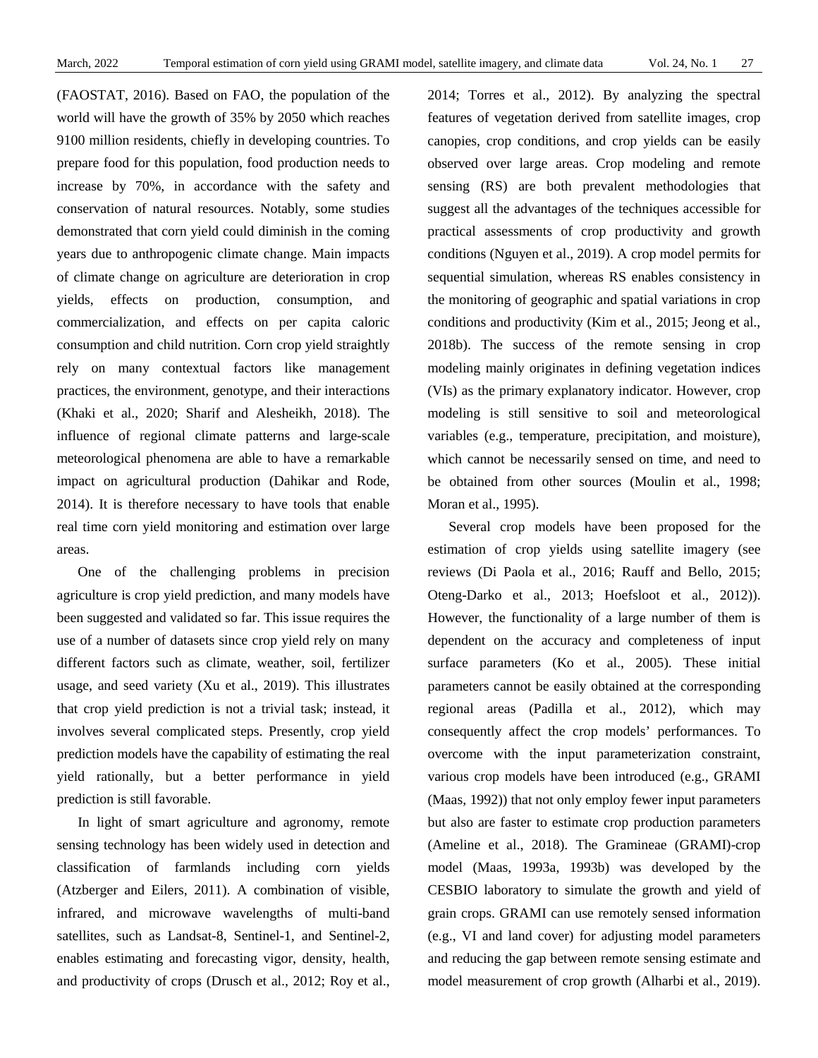(FAOSTAT, 2016). Based on FAO, the population of the world will have the growth of 35% by 2050 which reaches 9100 million residents, chiefly in developing countries. To prepare food for this population, food production needs to increase by 70%, in accordance with the safety and conservation of natural resources. Notably, some studies demonstrated that corn yield could diminish in the coming years due to anthropogenic climate change. Main impacts of climate change on agriculture are deterioration in crop yields, effects on production, consumption, and commercialization, and effects on per capita caloric consumption and child nutrition. Corn crop yield straightly rely on many contextual factors like management practices, the environment, genotype, and their interactions (Khaki et al., 2020; Sharif and Alesheikh, 2018). The influence of regional climate patterns and large-scale meteorological phenomena are able to have a remarkable impact on agricultural production (Dahikar and Rode, 2014). It is therefore necessary to have tools that enable real time corn yield monitoring and estimation over large areas.

One of the challenging problems in precision agriculture is crop yield prediction, and many models have been suggested and validated so far. This issue requires the use of a number of datasets since crop yield rely on many different factors such as climate, weather, soil, fertilizer usage, and seed variety (Xu et al., 2019). This illustrates that crop yield prediction is not a trivial task; instead, it involves several complicated steps. Presently, crop yield prediction models have the capability of estimating the real yield rationally, but a better performance in yield prediction is still favorable.

In light of smart agriculture and agronomy, remote sensing technology has been widely used in detection and classification of farmlands including corn yields (Atzberger and Eilers, 2011). A combination of visible, infrared, and microwave wavelengths of multi-band satellites, such as Landsat-8, Sentinel-1, and Sentinel-2, enables estimating and forecasting vigor, density, health, and productivity of crops (Drusch et al., 2012; Roy et al., 2014; Torres et al., 2012). By analyzing the spectral features of vegetation derived from satellite images, crop canopies, crop conditions, and crop yields can be easily observed over large areas. Crop modeling and remote sensing (RS) are both prevalent methodologies that suggest all the advantages of the techniques accessible for practical assessments of crop productivity and growth conditions (Nguyen et al., 2019). A crop model permits for sequential simulation, whereas RS enables consistency in the monitoring of geographic and spatial variations in crop conditions and productivity (Kim et al., 2015; Jeong et al., 2018b). The success of the remote sensing in crop modeling mainly originates in defining vegetation indices (VIs) as the primary explanatory indicator. However, crop modeling is still sensitive to soil and meteorological variables (e.g., temperature, precipitation, and moisture), which cannot be necessarily sensed on time, and need to be obtained from other sources (Moulin et al., 1998; Moran et al., 1995).

Several crop models have been proposed for the estimation of crop yields using satellite imagery (see reviews (Di Paola et al., 2016; Rauff and Bello, 2015; Oteng-Darko et al., 2013; Hoefsloot et al., 2012)). However, the functionality of a large number of them is dependent on the accuracy and completeness of input surface parameters (Ko et al., 2005). These initial parameters cannot be easily obtained at the corresponding regional areas (Padilla et al., 2012), which may consequently affect the crop models' performances. To overcome with the input parameterization constraint, various crop models have been introduced (e.g., GRAMI (Maas, 1992)) that not only employ fewer input parameters but also are faster to estimate crop production parameters (Ameline et al., 2018). The Gramineae (GRAMI)-crop model (Maas, 1993a, 1993b) was developed by the CESBIO laboratory to simulate the growth and yield of grain crops. GRAMI can use remotely sensed information (e.g., VI and land cover) for adjusting model parameters and reducing the gap between remote sensing estimate and model measurement of crop growth (Alharbi et al., 2019).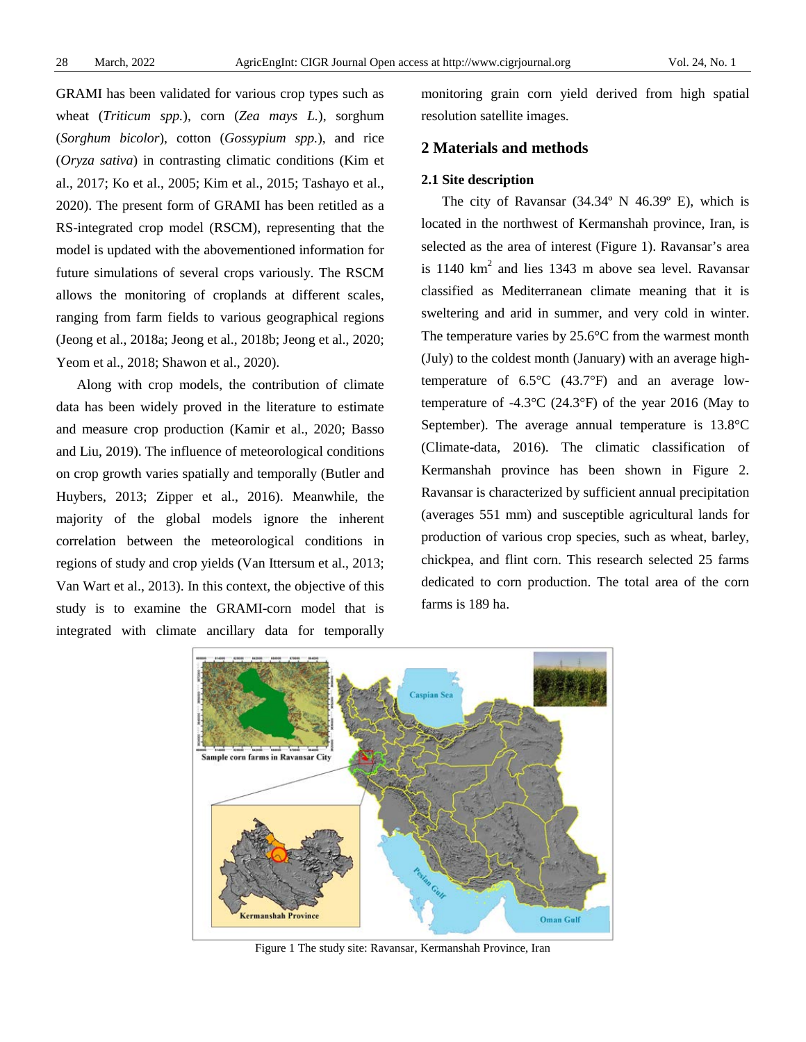GRAMI has been validated for various crop types such as wheat (*Triticum spp.*), corn (*Zea mays L.*), sorghum (*Sorghum bicolor*), cotton (*Gossypium spp.*), and rice (*Oryza sativa*) in contrasting climatic conditions (Kim et al., 2017; Ko et al., 2005; Kim et al., 2015; Tashayo et al., 2020). The present form of GRAMI has been retitled as a RS-integrated crop model (RSCM), representing that the model is updated with the abovementioned information for future simulations of several crops variously. The RSCM allows the monitoring of croplands at different scales, ranging from farm fields to various geographical regions (Jeong et al., 2018a; Jeong et al., 2018b; Jeong et al., 2020; Yeom et al., 2018; Shawon et al., 2020).

Along with crop models, the contribution of climate data has been widely proved in the literature to estimate and measure crop production (Kamir et al., 2020; Basso and Liu, 2019). The influence of meteorological conditions on crop growth varies spatially and temporally (Butler and Huybers, 2013; Zipper et al., 2016). Meanwhile, the majority of the global models ignore the inherent correlation between the meteorological conditions in regions of study and crop yields (Van Ittersum et al., 2013; Van Wart et al., 2013). In this context, the objective of this study is to examine the GRAMI-corn model that is integrated with climate ancillary data for temporally monitoring grain corn yield derived from high spatial resolution satellite images.

## 2 Materials and methods

### 2.1 Site description

The city of Ravansar (34.34º N 46.39º E), which is located in the northwest of Kermanshah province, Iran, is selected as the area of interest (Figure 1). Ravansar's area is 1140 $km^2$ and lies 1343 m above sea level. Ravansar classified as Mediterranean climate meaning that it is sweltering and arid in summer, and very cold in winter. The temperature varies by 25.6°C from the warmest month (July) to the coldest month (January) with an average high-temperature of 6.5°C (43.7°F) and an average low-temperature of -4.3°C (24.3°F) of the year 2016 (May to September). The average annual temperature is 13.8°C (Climate-data, 2016). The climatic classification of Kermanshah province has been shown in Figure 2. Ravansar is characterized by sufficient annual precipitation (averages 551 mm) and susceptible agricultural lands for production of various crop species, such as wheat, barley, chickpea, and flint corn. This research selected 25 farms dedicated to corn production. The total area of the corn farms is 189 ha.

Figure 1 The study site: Ravansar, Kermanshah Province, Iran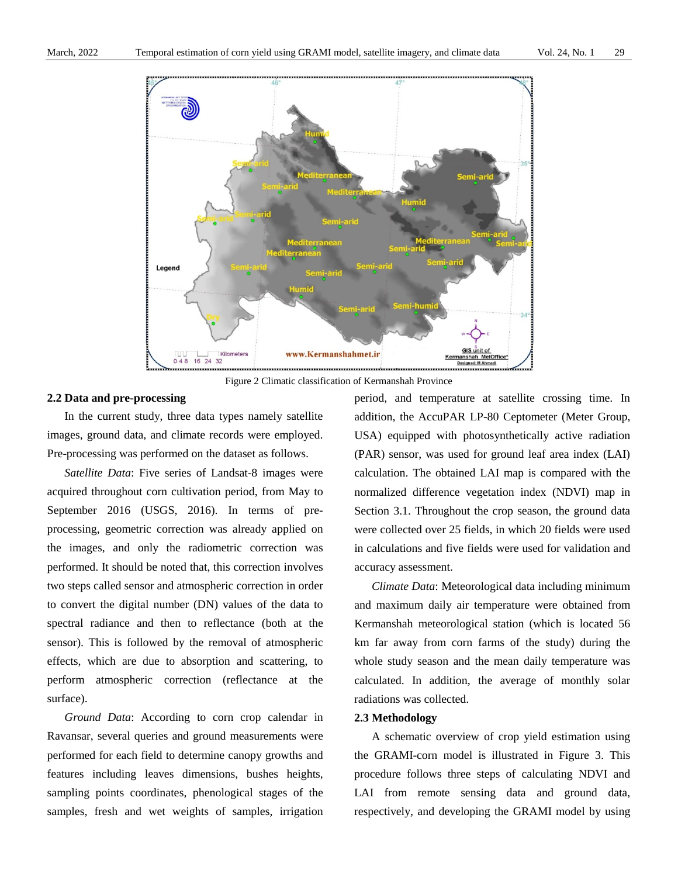Figure 2 Climatic classification of Kermanshah Province

### 2.2 Data and pre-processing

In the current study, three data types namely satellite images, ground data, and climate records were employed. Pre-processing was performed on the dataset as follows.

*Satellite Data*: Five series of Landsat-8 images were acquired throughout corn cultivation period, from May to September 2016 (USGS, 2016). In terms of pre-processing, geometric correction was already applied on the images, and only the radiometric correction was performed. It should be noted that, this correction involves two steps called sensor and atmospheric correction in order to convert the digital number (DN) values of the data to spectral radiance and then to reflectance (both at the sensor). This is followed by the removal of atmospheric effects, which are due to absorption and scattering, to perform atmospheric correction (reflectance at the surface).

*Ground Data*: According to corn crop calendar in Ravansar, several queries and ground measurements were performed for each field to determine canopy growths and features including leaves dimensions, bushes heights, sampling points coordinates, phenological stages of the samples, fresh and wet weights of samples, irrigation period, and temperature at satellite crossing time. In addition, the AccuPAR LP-80 Ceptometer (Meter Group, USA) equipped with photosynthetically active radiation (PAR) sensor, was used for ground leaf area index (LAI) calculation. The obtained LAI map is compared with the normalized difference vegetation index (NDVI) map in Section 3.1. Throughout the crop season, the ground data were collected over 25 fields, in which 20 fields were used in calculations and five fields were used for validation and accuracy assessment.

*Climate Data*: Meteorological data including minimum and maximum daily air temperature were obtained from Kermanshah meteorological station (which is located 56 km far away from corn farms of the study) during the whole study season and the mean daily temperature was calculated. In addition, the average of monthly solar radiations was collected.

### 2.3 Methodology

A schematic overview of crop yield estimation using the GRAMI-corn model is illustrated in Figure 3. This procedure follows three steps of calculating NDVI and LAI from remote sensing data and ground data, respectively, and developing the GRAMI model by using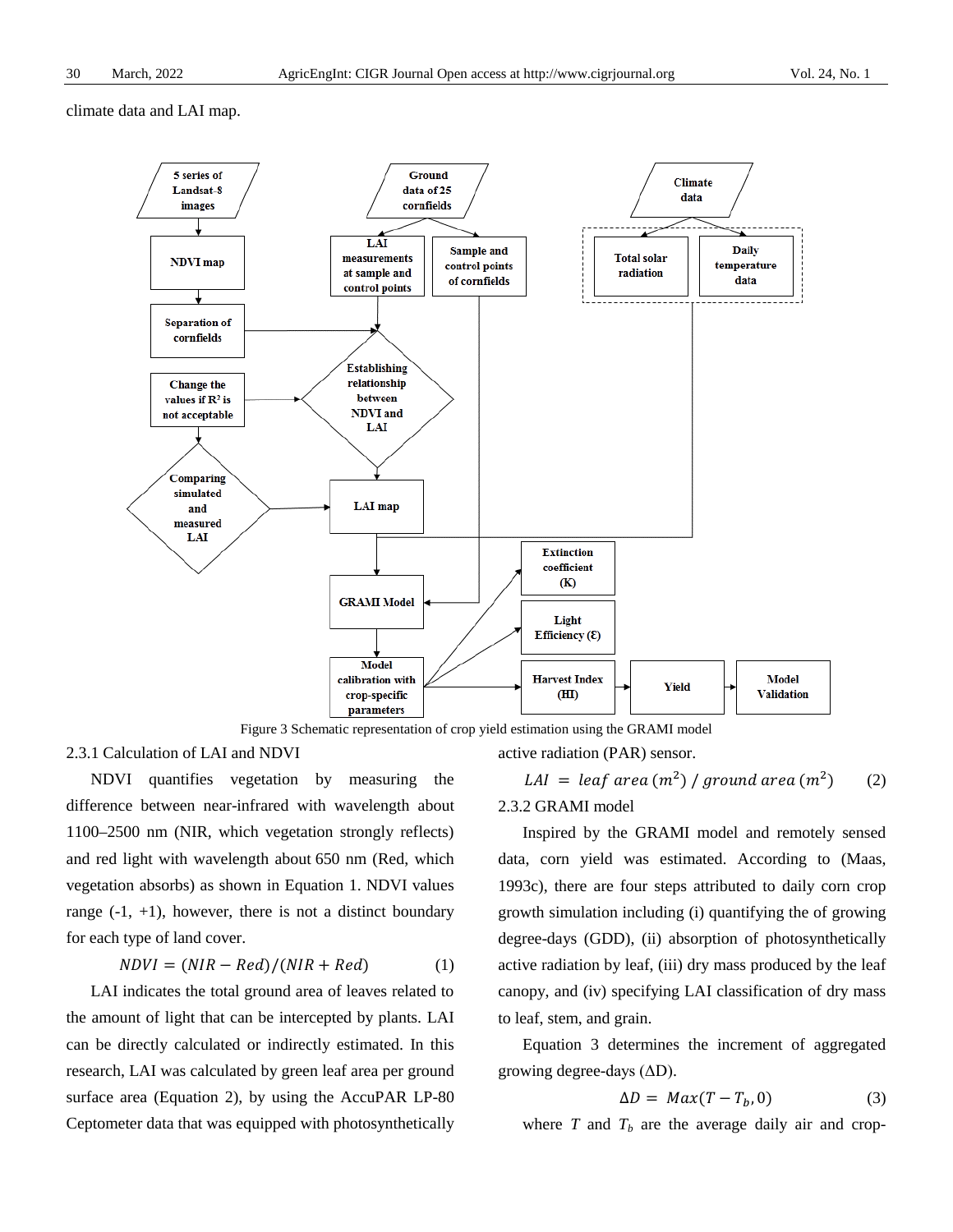climate data and LAI map.

Figure 3 Schematic representation of crop yield estimation using the GRAMI model

### 2.3.1 Calculation of LAI and NDVI

NDVI quantifies vegetation by measuring the difference between near-infrared with wavelength about 1100–2500 nm (NIR, which vegetation strongly reflects) and red light with wavelength about 650 nm (Red, which vegetation absorbs) as shown in Equation 1. NDVI values range (-1, +1), however, there is not a distinct boundary for each type of land cover.

$$NDVI = (NIR - Red)/(NIR + Red) \quad (1)$$

LAI indicates the total ground area of leaves related to the amount of light that can be intercepted by plants. LAI can be directly calculated or indirectly estimated. In this research, LAI was calculated by green leaf area per ground surface area (Equation 2), by using the AccuPAR LP-80 Ceptometer data that was equipped with photosynthetically active radiation (PAR) sensor.

$$LAI = leaf\ area\ (m^2)\ /\ ground\ area\ (m^2) \quad (2)$$

### 2.3.2 GRAMI model

Inspired by the GRAMI model and remotely sensed data, corn yield was estimated. According to (Maas, 1993c), there are four steps attributed to daily corn crop growth simulation including (i) quantifying the of growing degree-days (GDD), (ii) absorption of photosynthetically active radiation by leaf, (iii) dry mass produced by the leaf canopy, and (iv) specifying LAI classification of dry mass to leaf, stem, and grain.

Equation 3 determines the increment of aggregated growing degree-days (ΔD).

$$\Delta D = Max(T - T_b, 0) \quad (3)$$

where $T$ and $T_b$ are the average daily air and crop-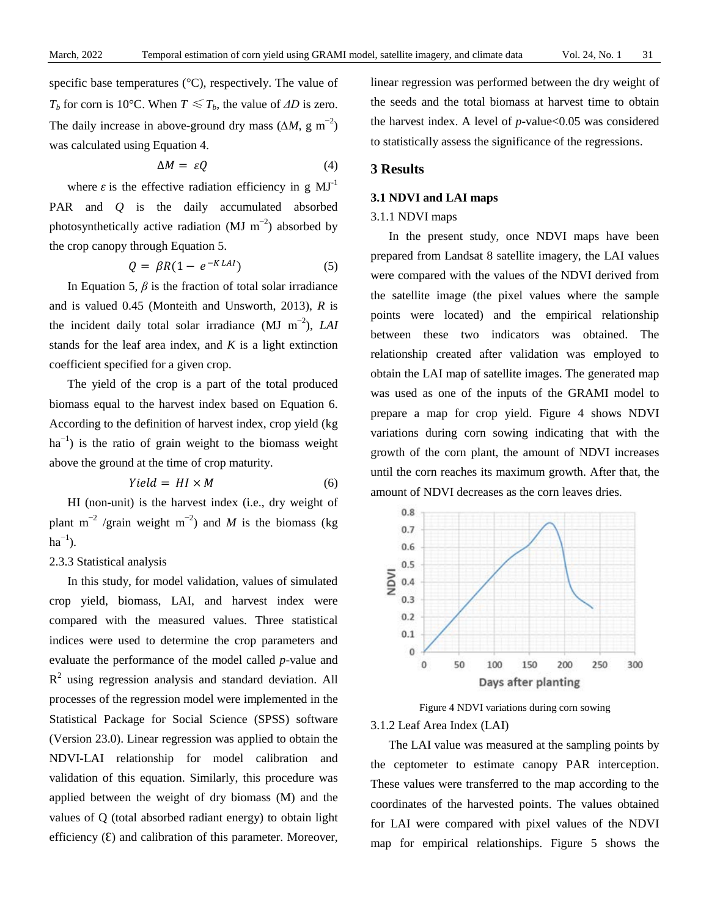specific base temperatures (°C), respectively. The value of $T_b$ for corn is 10°C. When $T \leqslant T_b$, the value of $\Delta D$ is zero. The daily increase in above-ground dry mass ($\Delta M$, g m$^{-2}$) was calculated using Equation 4.

$$\Delta M = \varepsilon Q \tag{4}$$

where $\varepsilon$ is the effective radiation efficiency in g MJ$^{-1}$ PAR and $Q$ is the daily accumulated absorbed photosynthetically active radiation (MJ m$^{-2}$) absorbed by the crop canopy through Equation 5.

$$Q = \beta R(1 - e^{-K\,LAI}) \tag{5}$$

In Equation 5, $\beta$ is the fraction of total solar irradiance and is valued 0.45 (Monteith and Unsworth, 2013), $R$ is the incident daily total solar irradiance (MJ m$^{-2}$), $LAI$ stands for the leaf area index, and $K$ is a light extinction coefficient specified for a given crop.

The yield of the crop is a part of the total produced biomass equal to the harvest index based on Equation 6. According to the definition of harvest index, crop yield (kg ha$^{-1}$) is the ratio of grain weight to the biomass weight above the ground at the time of crop maturity.

$$Yield = HI \times M \tag{6}$$

HI (non-unit) is the harvest index (i.e., dry weight of plant m$^{-2}$ /grain weight m$^{-2}$) and $M$ is the biomass (kg ha$^{-1}$).

2.3.3 Statistical analysis

In this study, for model validation, values of simulated crop yield, biomass, LAI, and harvest index were compared with the measured values. Three statistical indices were used to determine the crop parameters and evaluate the performance of the model called $p$-value and $R^2$ using regression analysis and standard deviation. All processes of the regression model were implemented in the Statistical Package for Social Science (SPSS) software (Version 23.0). Linear regression was applied to obtain the NDVI-LAI relationship for model calibration and validation of this equation. Similarly, this procedure was applied between the weight of dry biomass (M) and the values of Q (total absorbed radiant energy) to obtain light efficiency (Ɛ) and calibration of this parameter. Moreover, linear regression was performed between the dry weight of the seeds and the total biomass at harvest time to obtain the harvest index. A level of $p$-value<0.05 was considered to statistically assess the significance of the regressions.

## 3 Results

### 3.1 NDVI and LAI maps

3.1.1 NDVI maps

In the present study, once NDVI maps have been prepared from Landsat 8 satellite imagery, the LAI values were compared with the values of the NDVI derived from the satellite image (the pixel values where the sample points were located) and the empirical relationship between these two indicators was obtained. The relationship created after validation was employed to obtain the LAI map of satellite images. The generated map was used as one of the inputs of the GRAMI model to prepare a map for crop yield. Figure 4 shows NDVI variations during corn sowing indicating that with the growth of the corn plant, the amount of NDVI increases until the corn reaches its maximum growth. After that, the amount of NDVI decreases as the corn leaves dries.

Figure 4 NDVI variations during corn sowing

3.1.2 Leaf Area Index (LAI)

The LAI value was measured at the sampling points by the ceptometer to estimate canopy PAR interception. These values were transferred to the map according to the coordinates of the harvested points. The values obtained for LAI were compared with pixel values of the NDVI map for empirical relationships. Figure 5 shows the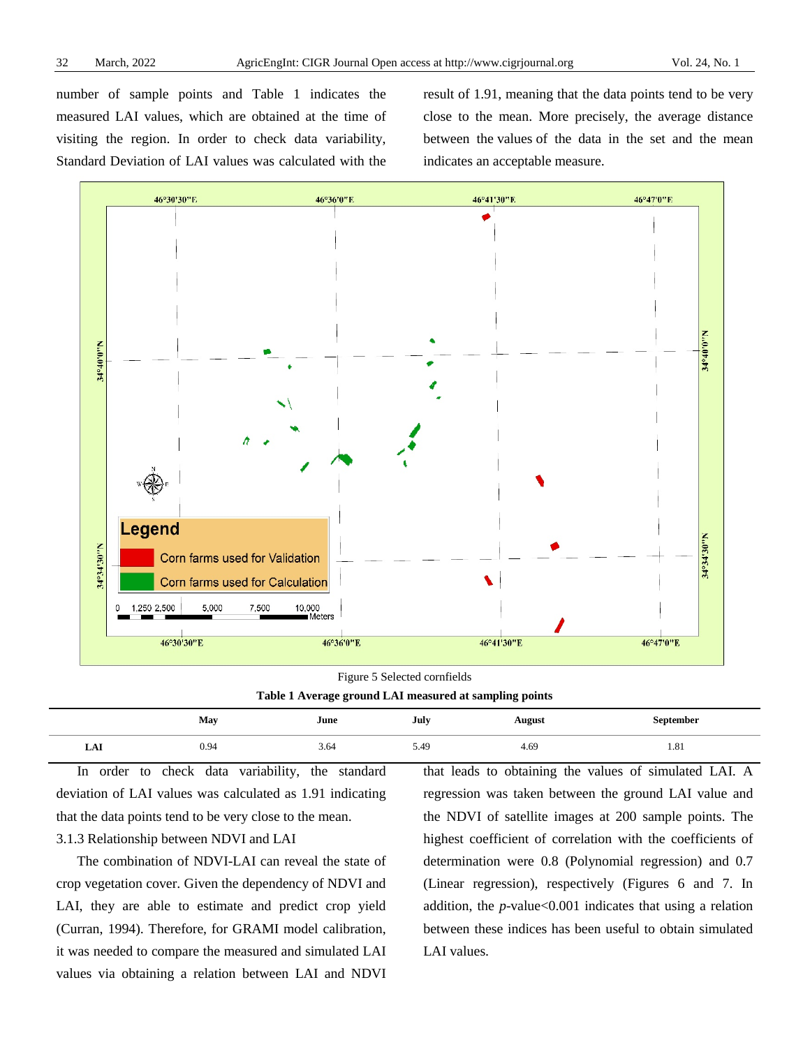number of sample points and Table 1 indicates the measured LAI values, which are obtained at the time of visiting the region. In order to check data variability, Standard Deviation of LAI values was calculated with the result of 1.91, meaning that the data points tend to be very close to the mean. More precisely, the average distance between the values of the data in the set and the mean indicates an acceptable measure.

Figure 5 Selected cornfields

**Table 1 Average ground LAI measured at sampling points**

| | May | June | July | August | September |
|---|---|---|---|---|---|
| **LAI** | 0.94 | 3.64 | 5.49 | 4.69 | 1.81 |

In order to check data variability, the standard deviation of LAI values was calculated as 1.91 indicating that the data points tend to be very close to the mean.

3.1.3 Relationship between NDVI and LAI

The combination of NDVI-LAI can reveal the state of crop vegetation cover. Given the dependency of NDVI and LAI, they are able to estimate and predict crop yield (Curran, 1994). Therefore, for GRAMI model calibration, it was needed to compare the measured and simulated LAI values via obtaining a relation between LAI and NDVI that leads to obtaining the values of simulated LAI. A regression was taken between the ground LAI value and the NDVI of satellite images at 200 sample points. The highest coefficient of correlation with the coefficients of determination were 0.8 (Polynomial regression) and 0.7 (Linear regression), respectively (Figures 6 and 7. In addition, the *p*-value<0.001 indicates that using a relation between these indices has been useful to obtain simulated LAI values.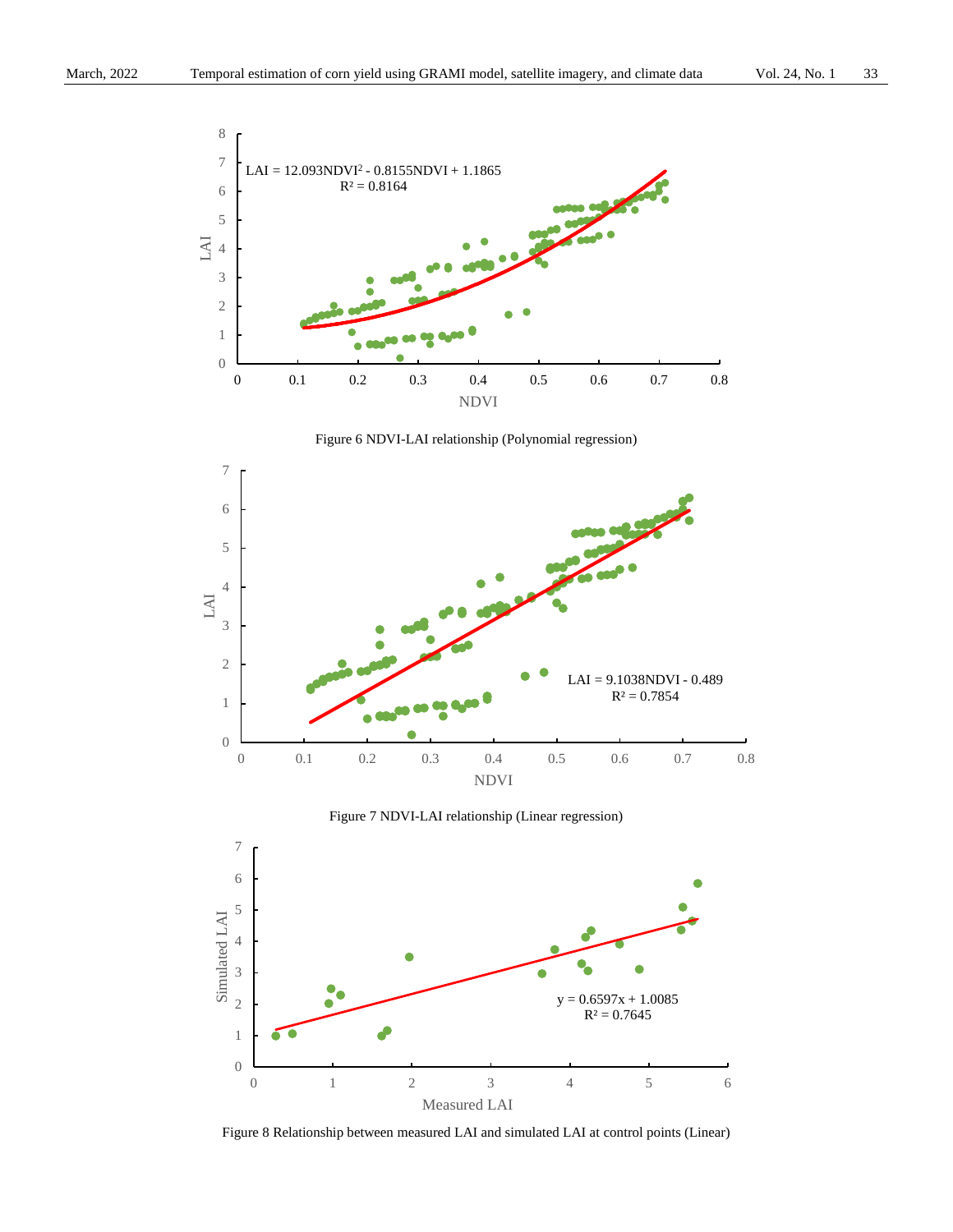Figure 6 NDVI-LAI relationship (Polynomial regression)

Figure 7 NDVI-LAI relationship (Linear regression)

Figure 8 Relationship between measured LAI and simulated LAI at control points (Linear)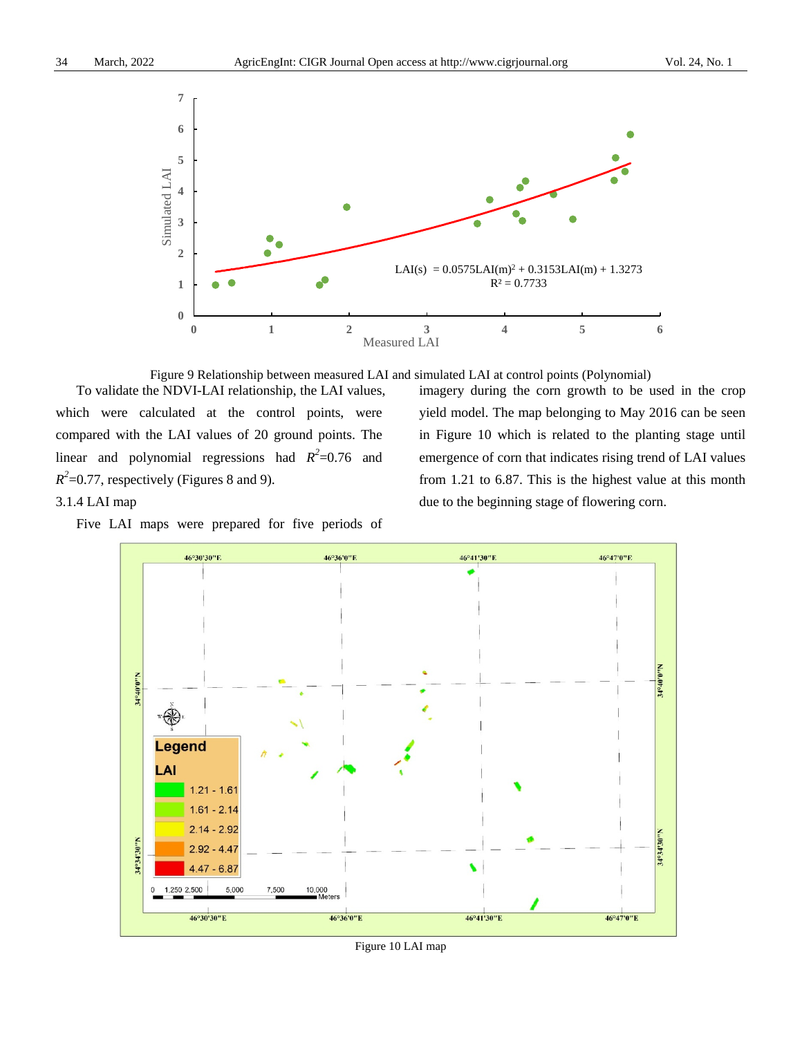Figure 9 Relationship between measured LAI and simulated LAI at control points (Polynomial)

To validate the NDVI-LAI relationship, the LAI values, which were calculated at the control points, were compared with the LAI values of 20 ground points. The linear and polynomial regressions had $R^2$=0.76 and $R^2$=0.77, respectively (Figures 8 and 9).

### 3.1.4 LAI map

Five LAI maps were prepared for five periods of imagery during the corn growth to be used in the crop yield model. The map belonging to May 2016 can be seen in Figure 10 which is related to the planting stage until emergence of corn that indicates rising trend of LAI values from 1.21 to 6.87. This is the highest value at this month due to the beginning stage of flowering corn.

Figure 10 LAI map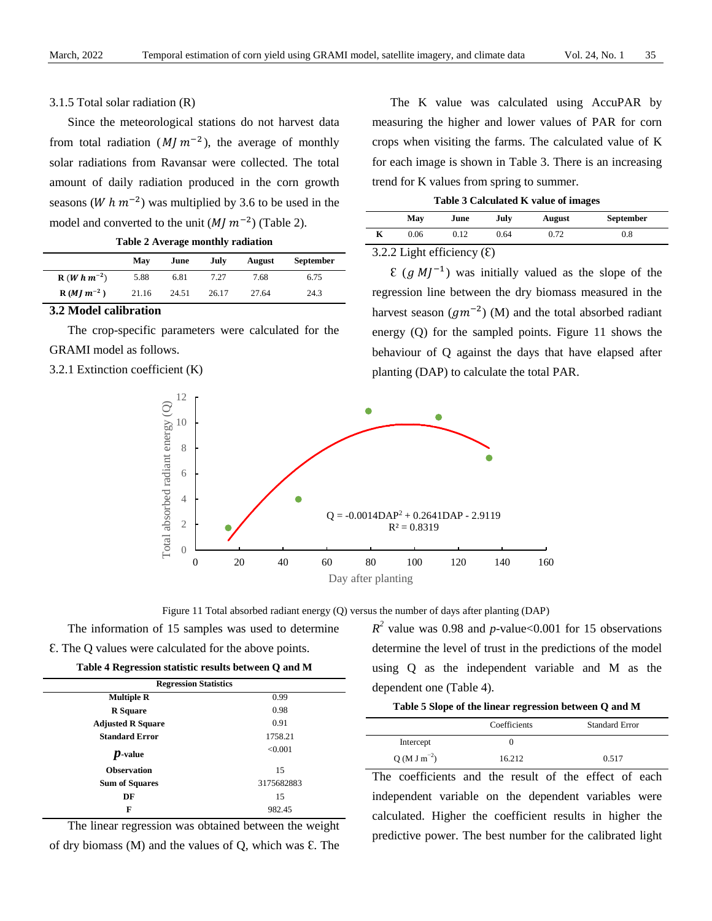3.1.5 Total solar radiation (R)

Since the meteorological stations do not harvest data from total radiation ($MJ\ m^{-2}$), the average of monthly solar radiations from Ravansar were collected. The total amount of daily radiation produced in the corn growth seasons ($W\ h\ m^{-2}$) was multiplied by 3.6 to be used in the model and converted to the unit ($MJ\ m^{-2}$) (Table 2).

**Table 2 Average monthly radiation**

| | May | June | July | August | September |
|---|---|---|---|---|---|
| **R** ($W\ h\ m^{-2}$) | 5.88 | 6.81 | 7.27 | 7.68 | 6.75 |
| **R** ($MJ\ m^{-2}$) | 21.16 | 24.51 | 26.17 | 27.64 | 24.3 |

## 3.2 Model calibration

The crop-specific parameters were calculated for the GRAMI model as follows.

3.2.1 Extinction coefficient (K)

The K value was calculated using AccuPAR by measuring the higher and lower values of PAR for corn crops when visiting the farms. The calculated value of K for each image is shown in Table 3. There is an increasing trend for K values from spring to summer.

**Table 3 Calculated K value of images**

| | May | June | July | August | September |
|---|---|---|---|---|---|
| **K** | 0.06 | 0.12 | 0.64 | 0.72 | 0.8 |

3.2.2 Light efficiency (Ɛ)

Ɛ ($g\ MJ^{-1}$) was initially valued as the slope of the regression line between the dry biomass measured in the harvest season ($gm^{-2}$) (M) and the total absorbed radiant energy (Q) for the sampled points. Figure 11 shows the behaviour of Q against the days that have elapsed after planting (DAP) to calculate the total PAR.

Figure 11 Total absorbed radiant energy (Q) versus the number of days after planting (DAP)

The information of 15 samples was used to determine Ɛ. The Q values were calculated for the above points.

**Table 4 Regression statistic results between Q and M**

| Regression Statistics | |
|---|---|
| **Multiple R** | 0.99 |
| **R Square** | 0.98 |
| **Adjusted R Square** | 0.91 |
| **Standard Error** | 1758.21 |
| ***p*-value** | <0.001 |
| **Observation** | 15 |
| **Sum of Squares** | 3175682883 |
| **DF** | 15 |
| **F** | 982.45 |

The linear regression was obtained between the weight of dry biomass (M) and the values of Q, which was Ɛ. The $R^2$ value was 0.98 and $p$-value<0.001 for 15 observations determine the level of trust in the predictions of the model using Q as the independent variable and M as the dependent one (Table 4).

**Table 5 Slope of the linear regression between Q and M**

| | Coefficients | Standard Error |
|---|---|---|
| Intercept | 0 | |
| Q ($M\ J\ m^{-2}$) | 16.212 | 0.517 |

The coefficients and the result of the effect of each independent variable on the dependent variables were calculated. Higher the coefficient results in higher the predictive power. The best number for the calibrated light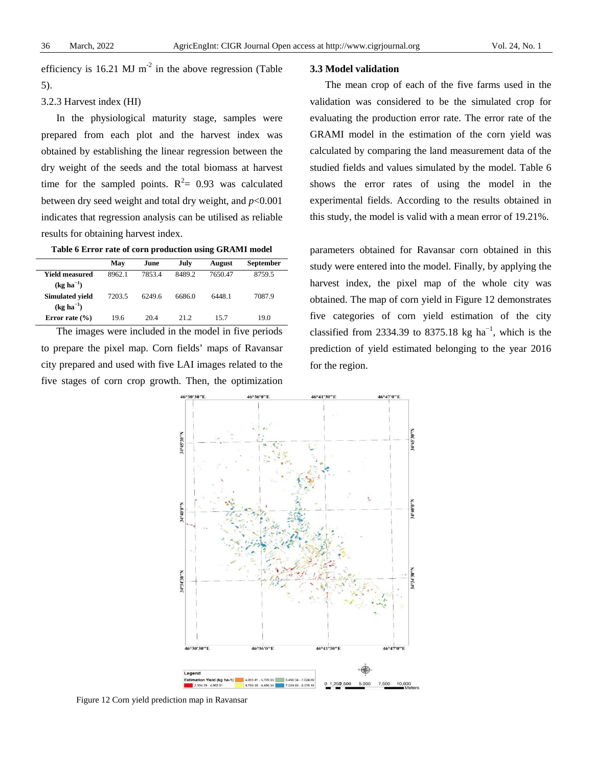efficiency is 16.21 MJ $m^{-2}$ in the above regression (Table 5).

### 3.2.3 Harvest index (HI)

In the physiological maturity stage, samples were prepared from each plot and the harvest index was obtained by establishing the linear regression between the dry weight of the seeds and the total biomass at harvest time for the sampled points. $R^2$= 0.93 was calculated between dry seed weight and total dry weight, and $p$<0.001 indicates that regression analysis can be utilised as reliable results for obtaining harvest index.

**Table 6 Error rate of corn production using GRAMI model**

| | May | June | July | August | September |
|---|---|---|---|---|---|
| **Yield measured ($kg\ ha^{-1}$)** | 8962.1 | 7853.4 | 8489.2 | 7650.47 | 8759.5 |
| **Simulated yield ($kg\ ha^{-1}$)** | 7203.5 | 6249.6 | 6686.0 | 6448.1 | 7087.9 |
| **Error rate (%)** | 19.6 | 20.4 | 21.2 | 15.7 | 19.0 |

The images were included in the model in five periods to prepare the pixel map. Corn fields' maps of Ravansar city prepared and used with five LAI images related to the five stages of corn crop growth. Then, the optimization parameters obtained for Ravansar corn obtained in this study were entered into the model. Finally, by applying the harvest index, the pixel map of the whole city was obtained. The map of corn yield in Figure 12 demonstrates five categories of corn yield estimation of the city classified from 2334.39 to 8375.18 kg $ha^{-1}$, which is the prediction of yield estimated belonging to the year 2016 for the region.

## 3.3 Model validation

The mean crop of each of the five farms used in the validation was considered to be the simulated crop for evaluating the production error rate. The error rate of the GRAMI model in the estimation of the corn yield was calculated by comparing the land measurement data of the studied fields and values simulated by the model. Table 6 shows the error rates of using the model in the experimental fields. According to the results obtained in this study, the model is valid with a mean error of 19.21%.

Figure 12 Corn yield prediction map in Ravansar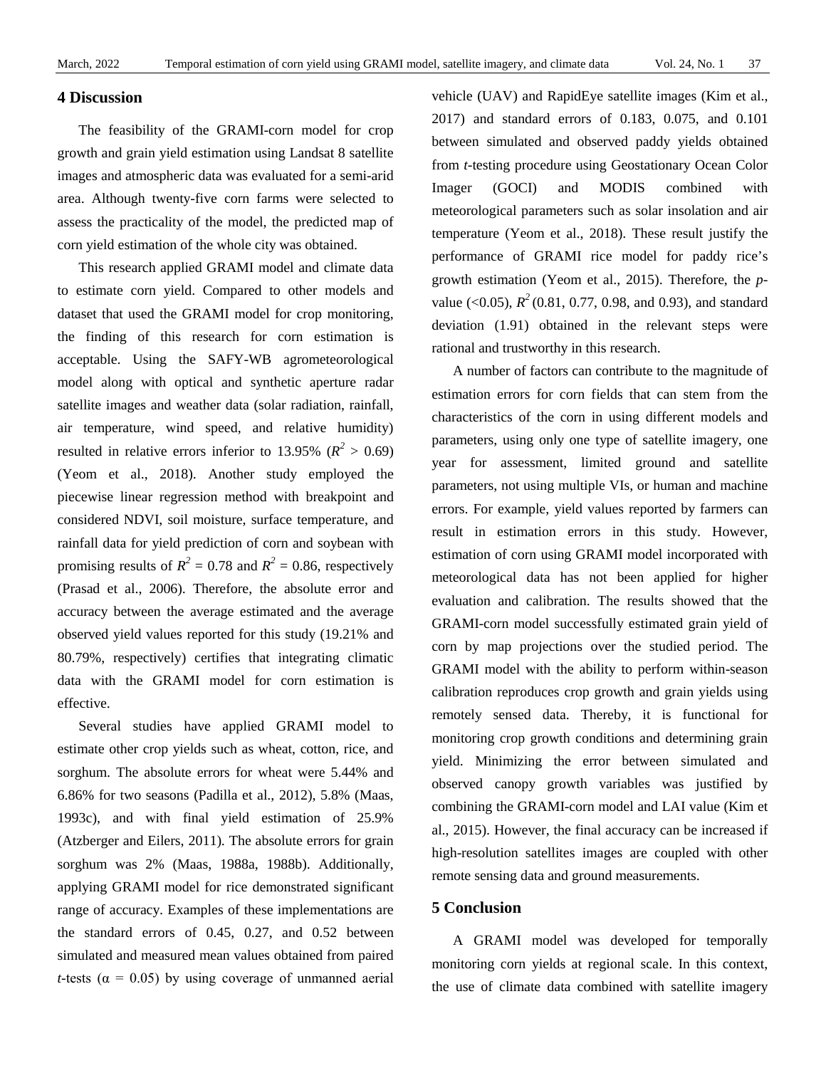## 4 Discussion

The feasibility of the GRAMI-corn model for crop growth and grain yield estimation using Landsat 8 satellite images and atmospheric data was evaluated for a semi-arid area. Although twenty-five corn farms were selected to assess the practicality of the model, the predicted map of corn yield estimation of the whole city was obtained.

This research applied GRAMI model and climate data to estimate corn yield. Compared to other models and dataset that used the GRAMI model for crop monitoring, the finding of this research for corn estimation is acceptable. Using the SAFY-WB agrometeorological model along with optical and synthetic aperture radar satellite images and weather data (solar radiation, rainfall, air temperature, wind speed, and relative humidity) resulted in relative errors inferior to 13.95% ($R^2 > 0.69$) (Yeom et al., 2018). Another study employed the piecewise linear regression method with breakpoint and considered NDVI, soil moisture, surface temperature, and rainfall data for yield prediction of corn and soybean with promising results of $R^2 = 0.78$ and $R^2 = 0.86$, respectively (Prasad et al., 2006). Therefore, the absolute error and accuracy between the average estimated and the average observed yield values reported for this study (19.21% and 80.79%, respectively) certifies that integrating climatic data with the GRAMI model for corn estimation is effective.

Several studies have applied GRAMI model to estimate other crop yields such as wheat, cotton, rice, and sorghum. The absolute errors for wheat were 5.44% and 6.86% for two seasons (Padilla et al., 2012), 5.8% (Maas, 1993c), and with final yield estimation of 25.9% (Atzberger and Eilers, 2011). The absolute errors for grain sorghum was 2% (Maas, 1988a, 1988b). Additionally, applying GRAMI model for rice demonstrated significant range of accuracy. Examples of these implementations are the standard errors of 0.45, 0.27, and 0.52 between simulated and measured mean values obtained from paired *t*-tests ($\alpha = 0.05$) by using coverage of unmanned aerial vehicle (UAV) and RapidEye satellite images (Kim et al., 2017) and standard errors of 0.183, 0.075, and 0.101 between simulated and observed paddy yields obtained from *t*-testing procedure using Geostationary Ocean Color Imager (GOCI) and MODIS combined with meteorological parameters such as solar insolation and air temperature (Yeom et al., 2018). These result justify the performance of GRAMI rice model for paddy rice's growth estimation (Yeom et al., 2015). Therefore, the *p*-value (<0.05), $R^2$ (0.81, 0.77, 0.98, and 0.93), and standard deviation (1.91) obtained in the relevant steps were rational and trustworthy in this research.

A number of factors can contribute to the magnitude of estimation errors for corn fields that can stem from the characteristics of the corn in using different models and parameters, using only one type of satellite imagery, one year for assessment, limited ground and satellite parameters, not using multiple VIs, or human and machine errors. For example, yield values reported by farmers can result in estimation errors in this study. However, estimation of corn using GRAMI model incorporated with meteorological data has not been applied for higher evaluation and calibration. The results showed that the GRAMI-corn model successfully estimated grain yield of corn by map projections over the studied period. The GRAMI model with the ability to perform within-season calibration reproduces crop growth and grain yields using remotely sensed data. Thereby, it is functional for monitoring crop growth conditions and determining grain yield. Minimizing the error between simulated and observed canopy growth variables was justified by combining the GRAMI-corn model and LAI value (Kim et al., 2015). However, the final accuracy can be increased if high-resolution satellites images are coupled with other remote sensing data and ground measurements.

## 5 Conclusion

A GRAMI model was developed for temporally monitoring corn yields at regional scale. In this context, the use of climate data combined with satellite imagery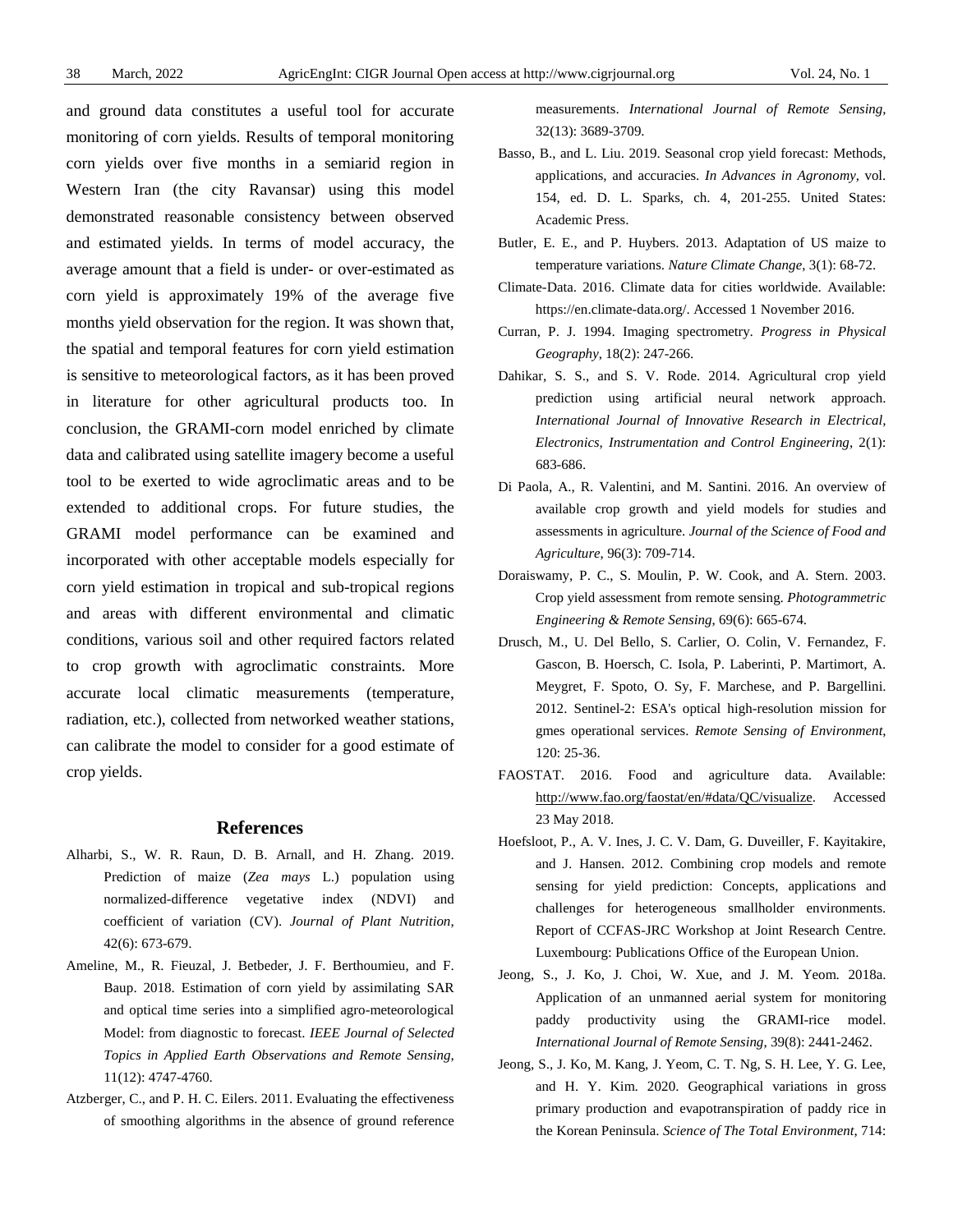and ground data constitutes a useful tool for accurate monitoring of corn yields. Results of temporal monitoring corn yields over five months in a semiarid region in Western Iran (the city Ravansar) using this model demonstrated reasonable consistency between observed and estimated yields. In terms of model accuracy, the average amount that a field is under- or over-estimated as corn yield is approximately 19% of the average five months yield observation for the region. It was shown that, the spatial and temporal features for corn yield estimation is sensitive to meteorological factors, as it has been proved in literature for other agricultural products too. In conclusion, the GRAMI-corn model enriched by climate data and calibrated using satellite imagery become a useful tool to be exerted to wide agroclimatic areas and to be extended to additional crops. For future studies, the GRAMI model performance can be examined and incorporated with other acceptable models especially for corn yield estimation in tropical and sub-tropical regions and areas with different environmental and climatic conditions, various soil and other required factors related to crop growth with agroclimatic constraints. More accurate local climatic measurements (temperature, radiation, etc.), collected from networked weather stations, can calibrate the model to consider for a good estimate of crop yields.

## References

Alharbi, S., W. R. Raun, D. B. Arnall, and H. Zhang. 2019. Prediction of maize (*Zea mays* L.) population using normalized-difference vegetative index (NDVI) and coefficient of variation (CV). *Journal of Plant Nutrition*, 42(6): 673-679.

Ameline, M., R. Fieuzal, J. Betbeder, J. F. Berthoumieu, and F. Baup. 2018. Estimation of corn yield by assimilating SAR and optical time series into a simplified agro-meteorological Model: from diagnostic to forecast. *IEEE Journal of Selected Topics in Applied Earth Observations and Remote Sensing*, 11(12): 4747-4760.

Atzberger, C., and P. H. C. Eilers. 2011. Evaluating the effectiveness of smoothing algorithms in the absence of ground reference measurements. *International Journal of Remote Sensing*, 32(13): 3689-3709.

Basso, B., and L. Liu. 2019. Seasonal crop yield forecast: Methods, applications, and accuracies. *In Advances in Agronomy*, vol. 154, ed. D. L. Sparks, ch. 4, 201-255. United States: Academic Press.

Butler, E. E., and P. Huybers. 2013. Adaptation of US maize to temperature variations. *Nature Climate Change*, 3(1): 68-72.

Climate-Data. 2016. Climate data for cities worldwide. Available: https://en.climate-data.org/. Accessed 1 November 2016.

Curran, P. J. 1994. Imaging spectrometry. *Progress in Physical Geography*, 18(2): 247-266.

Dahikar, S. S., and S. V. Rode. 2014. Agricultural crop yield prediction using artificial neural network approach. *International Journal of Innovative Research in Electrical, Electronics, Instrumentation and Control Engineering*, 2(1): 683-686.

Di Paola, A., R. Valentini, and M. Santini. 2016. An overview of available crop growth and yield models for studies and assessments in agriculture. *Journal of the Science of Food and Agriculture*, 96(3): 709-714.

Doraiswamy, P. C., S. Moulin, P. W. Cook, and A. Stern. 2003. Crop yield assessment from remote sensing. *Photogrammetric Engineering & Remote Sensing*, 69(6): 665-674.

Drusch, M., U. Del Bello, S. Carlier, O. Colin, V. Fernandez, F. Gascon, B. Hoersch, C. Isola, P. Laberinti, P. Martimort, A. Meygret, F. Spoto, O. Sy, F. Marchese, and P. Bargellini. 2012. Sentinel-2: ESA's optical high-resolution mission for gmes operational services. *Remote Sensing of Environment*, 120: 25-36.

FAOSTAT. 2016. Food and agriculture data. Available: http://www.fao.org/faostat/en/#data/QC/visualize. Accessed 23 May 2018.

Hoefsloot, P., A. V. Ines, J. C. V. Dam, G. Duveiller, F. Kayitakire, and J. Hansen. 2012. Combining crop models and remote sensing for yield prediction: Concepts, applications and challenges for heterogeneous smallholder environments. Report of CCFAS-JRC Workshop at Joint Research Centre. Luxembourg: Publications Office of the European Union.

Jeong, S., J. Ko, J. Choi, W. Xue, and J. M. Yeom. 2018a. Application of an unmanned aerial system for monitoring paddy productivity using the GRAMI-rice model. *International Journal of Remote Sensing*, 39(8): 2441-2462.

Jeong, S., J. Ko, M. Kang, J. Yeom, C. T. Ng, S. H. Lee, Y. G. Lee, and H. Y. Kim. 2020. Geographical variations in gross primary production and evapotranspiration of paddy rice in the Korean Peninsula. *Science of The Total Environment*, 714: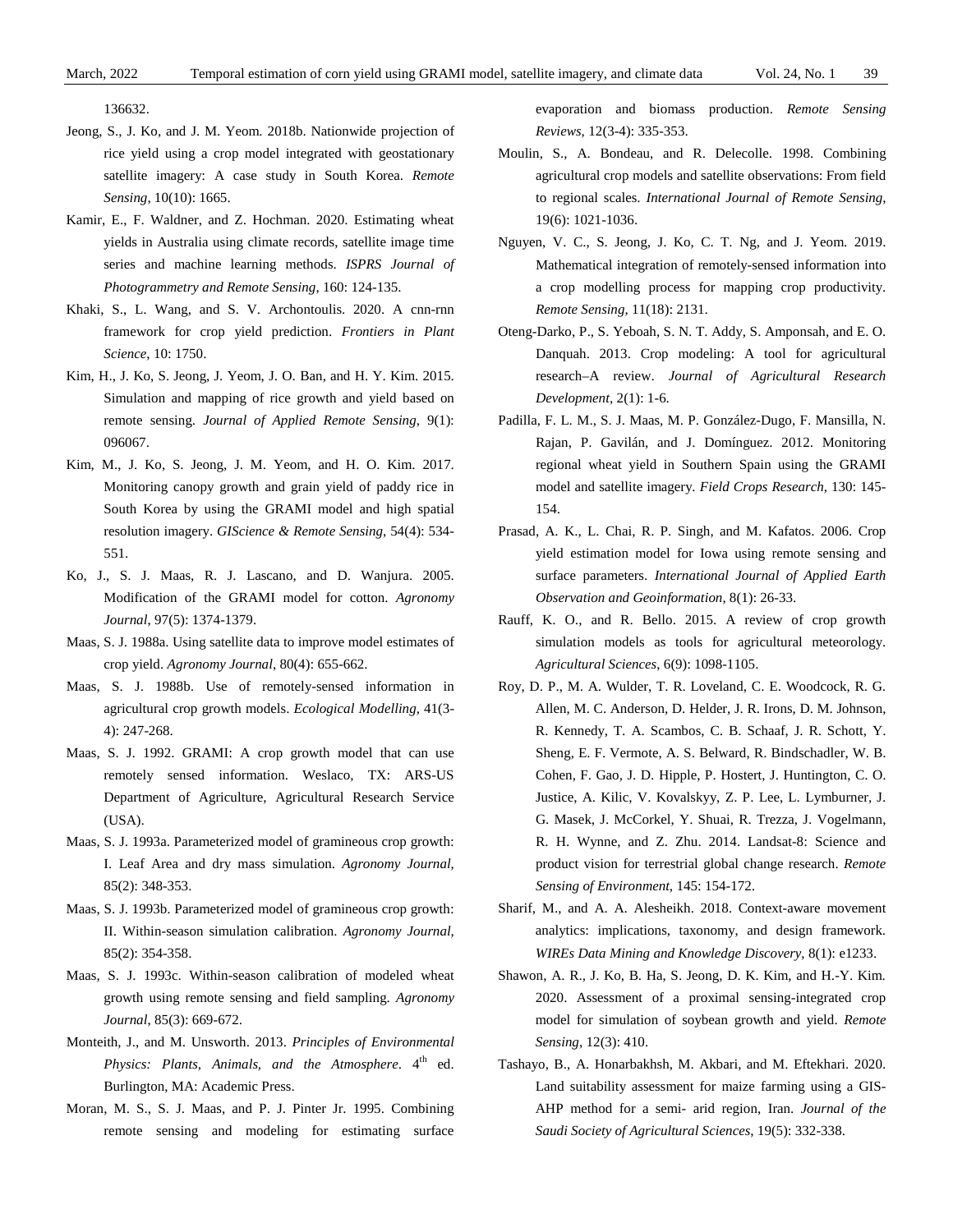136632.

Jeong, S., J. Ko, and J. M. Yeom. 2018b. Nationwide projection of rice yield using a crop model integrated with geostationary satellite imagery: A case study in South Korea. *Remote Sensing*, 10(10): 1665.

Kamir, E., F. Waldner, and Z. Hochman. 2020. Estimating wheat yields in Australia using climate records, satellite image time series and machine learning methods. *ISPRS Journal of Photogrammetry and Remote Sensing*, 160: 124-135.

Khaki, S., L. Wang, and S. V. Archontoulis. 2020. A cnn-rnn framework for crop yield prediction. *Frontiers in Plant Science*, 10: 1750.

Kim, H., J. Ko, S. Jeong, J. Yeom, J. O. Ban, and H. Y. Kim. 2015. Simulation and mapping of rice growth and yield based on remote sensing. *Journal of Applied Remote Sensing*, 9(1): 096067.

Kim, M., J. Ko, S. Jeong, J. M. Yeom, and H. O. Kim. 2017. Monitoring canopy growth and grain yield of paddy rice in South Korea by using the GRAMI model and high spatial resolution imagery. *GIScience & Remote Sensing*, 54(4): 534-551.

Ko, J., S. J. Maas, R. J. Lascano, and D. Wanjura. 2005. Modification of the GRAMI model for cotton. *Agronomy Journal*, 97(5): 1374-1379.

Maas, S. J. 1988a. Using satellite data to improve model estimates of crop yield. *Agronomy Journal*, 80(4): 655-662.

Maas, S. J. 1988b. Use of remotely-sensed information in agricultural crop growth models. *Ecological Modelling*, 41(3-4): 247-268.

Maas, S. J. 1992. GRAMI: A crop growth model that can use remotely sensed information. Weslaco, TX: ARS-US Department of Agriculture, Agricultural Research Service (USA).

Maas, S. J. 1993a. Parameterized model of gramineous crop growth: I. Leaf Area and dry mass simulation. *Agronomy Journal*, 85(2): 348-353.

Maas, S. J. 1993b. Parameterized model of gramineous crop growth: II. Within-season simulation calibration. *Agronomy Journal*, 85(2): 354-358.

Maas, S. J. 1993c. Within-season calibration of modeled wheat growth using remote sensing and field sampling. *Agronomy Journal*, 85(3): 669-672.

Monteith, J., and M. Unsworth. 2013. *Principles of Environmental Physics: Plants, Animals, and the Atmosphere*. 4th ed. Burlington, MA: Academic Press.

Moran, M. S., S. J. Maas, and P. J. Pinter Jr. 1995. Combining remote sensing and modeling for estimating surface evaporation and biomass production. *Remote Sensing Reviews*, 12(3-4): 335-353.

Moulin, S., A. Bondeau, and R. Delecolle. 1998. Combining agricultural crop models and satellite observations: From field to regional scales. *International Journal of Remote Sensing*, 19(6): 1021-1036.

Nguyen, V. C., S. Jeong, J. Ko, C. T. Ng, and J. Yeom. 2019. Mathematical integration of remotely-sensed information into a crop modelling process for mapping crop productivity. *Remote Sensing*, 11(18): 2131.

Oteng-Darko, P., S. Yeboah, S. N. T. Addy, S. Amponsah, and E. O. Danquah. 2013. Crop modeling: A tool for agricultural research–A review. *Journal of Agricultural Research Development*, 2(1): 1-6.

Padilla, F. L. M., S. J. Maas, M. P. González-Dugo, F. Mansilla, N. Rajan, P. Gavilán, and J. Domínguez. 2012. Monitoring regional wheat yield in Southern Spain using the GRAMI model and satellite imagery. *Field Crops Research*, 130: 145-154.

Prasad, A. K., L. Chai, R. P. Singh, and M. Kafatos. 2006. Crop yield estimation model for Iowa using remote sensing and surface parameters. *International Journal of Applied Earth Observation and Geoinformation*, 8(1): 26-33.

Rauff, K. O., and R. Bello. 2015. A review of crop growth simulation models as tools for agricultural meteorology. *Agricultural Sciences*, 6(9): 1098-1105.

Roy, D. P., M. A. Wulder, T. R. Loveland, C. E. Woodcock, R. G. Allen, M. C. Anderson, D. Helder, J. R. Irons, D. M. Johnson, R. Kennedy, T. A. Scambos, C. B. Schaaf, J. R. Schott, Y. Sheng, E. F. Vermote, A. S. Belward, R. Bindschadler, W. B. Cohen, F. Gao, J. D. Hipple, P. Hostert, J. Huntington, C. O. Justice, A. Kilic, V. Kovalskyy, Z. P. Lee, L. Lymburner, J. G. Masek, J. McCorkel, Y. Shuai, R. Trezza, J. Vogelmann, R. H. Wynne, and Z. Zhu. 2014. Landsat-8: Science and product vision for terrestrial global change research. *Remote Sensing of Environment*, 145: 154-172.

Sharif, M., and A. A. Alesheikh. 2018. Context-aware movement analytics: implications, taxonomy, and design framework. *WIREs Data Mining and Knowledge Discovery*, 8(1): e1233.

Shawon, A. R., J. Ko, B. Ha, S. Jeong, D. K. Kim, and H.-Y. Kim. 2020. Assessment of a proximal sensing-integrated crop model for simulation of soybean growth and yield. *Remote Sensing*, 12(3): 410.

Tashayo, B., A. Honarbakhsh, M. Akbari, and M. Eftekhari. 2020. Land suitability assessment for maize farming using a GIS-AHP method for a semi- arid region, Iran. *Journal of the Saudi Society of Agricultural Sciences*, 19(5): 332-338.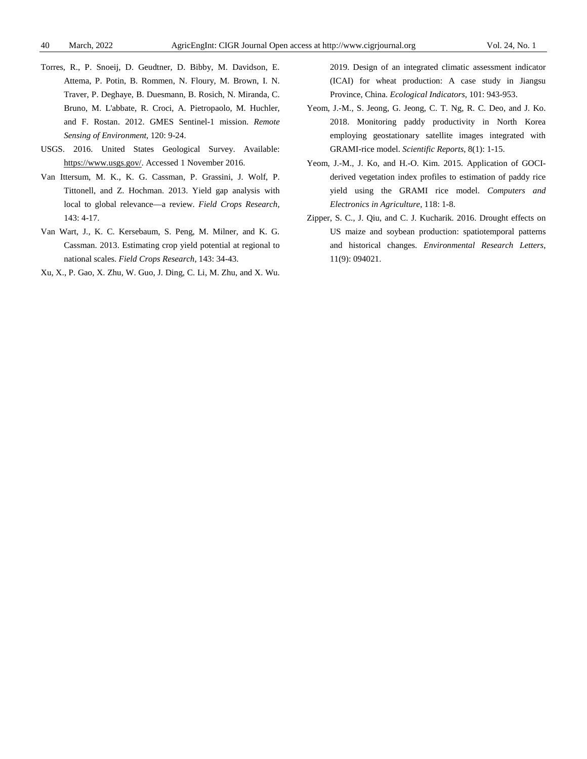Torres, R., P. Snoeij, D. Geudtner, D. Bibby, M. Davidson, E. Attema, P. Potin, B. Rommen, N. Floury, M. Brown, I. N. Traver, P. Deghaye, B. Duesmann, B. Rosich, N. Miranda, C. Bruno, M. L'abbate, R. Croci, A. Pietropaolo, M. Huchler, and F. Rostan. 2012. GMES Sentinel-1 mission. *Remote Sensing of Environment*, 120: 9-24.

USGS. 2016. United States Geological Survey. Available: https://www.usgs.gov/. Accessed 1 November 2016.

Van Ittersum, M. K., K. G. Cassman, P. Grassini, J. Wolf, P. Tittonell, and Z. Hochman. 2013. Yield gap analysis with local to global relevance—a review. *Field Crops Research*, 143: 4-17.

Van Wart, J., K. C. Kersebaum, S. Peng, M. Milner, and K. G. Cassman. 2013. Estimating crop yield potential at regional to national scales. *Field Crops Research*, 143: 34-43.

Xu, X., P. Gao, X. Zhu, W. Guo, J. Ding, C. Li, M. Zhu, and X. Wu. 2019. Design of an integrated climatic assessment indicator (ICAI) for wheat production: A case study in Jiangsu Province, China. *Ecological Indicators*, 101: 943-953.

Yeom, J.-M., S. Jeong, G. Jeong, C. T. Ng, R. C. Deo, and J. Ko. 2018. Monitoring paddy productivity in North Korea employing geostationary satellite images integrated with GRAMI-rice model. *Scientific Reports*, 8(1): 1-15.

Yeom, J.-M., J. Ko, and H.-O. Kim. 2015. Application of GOCI-derived vegetation index profiles to estimation of paddy rice yield using the GRAMI rice model. *Computers and Electronics in Agriculture*, 118: 1-8.

Zipper, S. C., J. Qiu, and C. J. Kucharik. 2016. Drought effects on US maize and soybean production: spatiotemporal patterns and historical changes. *Environmental Research Letters*, 11(9): 094021.